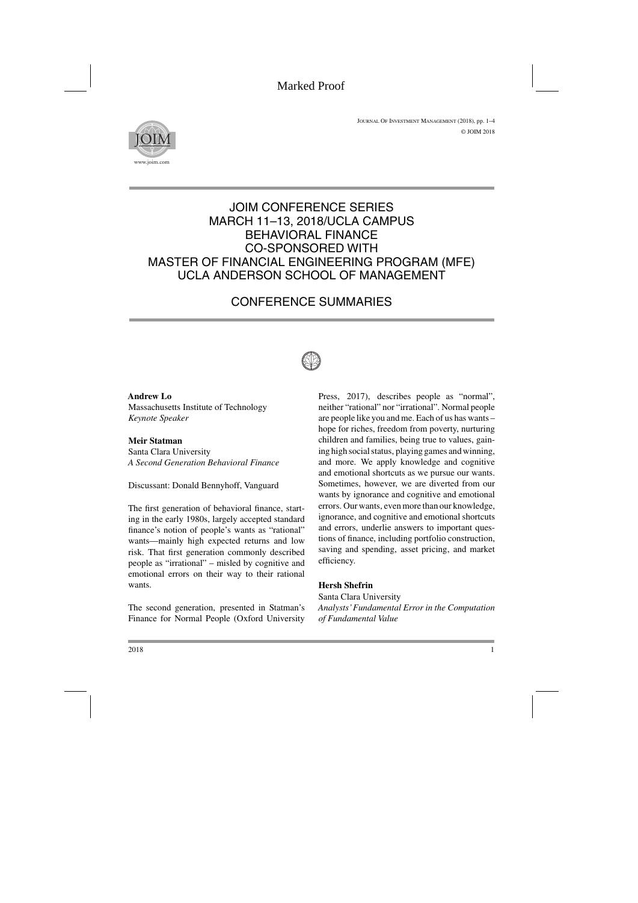# JOIM CONFERENCE SERIES
# MARCH 11–13, 2018/UCLA CAMPUS
# BEHAVIORAL FINANCE
# CO-SPONSORED WITH
# MASTER OF FINANCIAL ENGINEERING PROGRAM (MFE)
# UCLA ANDERSON SCHOOL OF MANAGEMENT

## CONFERENCE SUMMARIES

**Andrew Lo**
Massachusetts Institute of Technology
*Keynote Speaker*

**Meir Statman**
Santa Clara University
*A Second Generation Behavioral Finance*

Discussant: Donald Bennyhoff, Vanguard

The first generation of behavioral finance, starting in the early 1980s, largely accepted standard finance's notion of people's wants as "rational" wants—mainly high expected returns and low risk. That first generation commonly described people as "irrational" – misled by cognitive and emotional errors on their way to their rational wants.

The second generation, presented in Statman's Finance for Normal People (Oxford University Press, 2017), describes people as "normal", neither "rational" nor "irrational". Normal people are people like you and me. Each of us has wants – hope for riches, freedom from poverty, nurturing children and families, being true to values, gaining high social status, playing games and winning, and more. We apply knowledge and cognitive and emotional shortcuts as we pursue our wants. Sometimes, however, we are diverted from our wants by ignorance and cognitive and emotional errors. Our wants, even more than our knowledge, ignorance, and cognitive and emotional shortcuts and errors, underlie answers to important questions of finance, including portfolio construction, saving and spending, asset pricing, and market efficiency.

**Hersh Shefrin**
Santa Clara University
*Analysts' Fundamental Error in the Computation of Fundamental Value*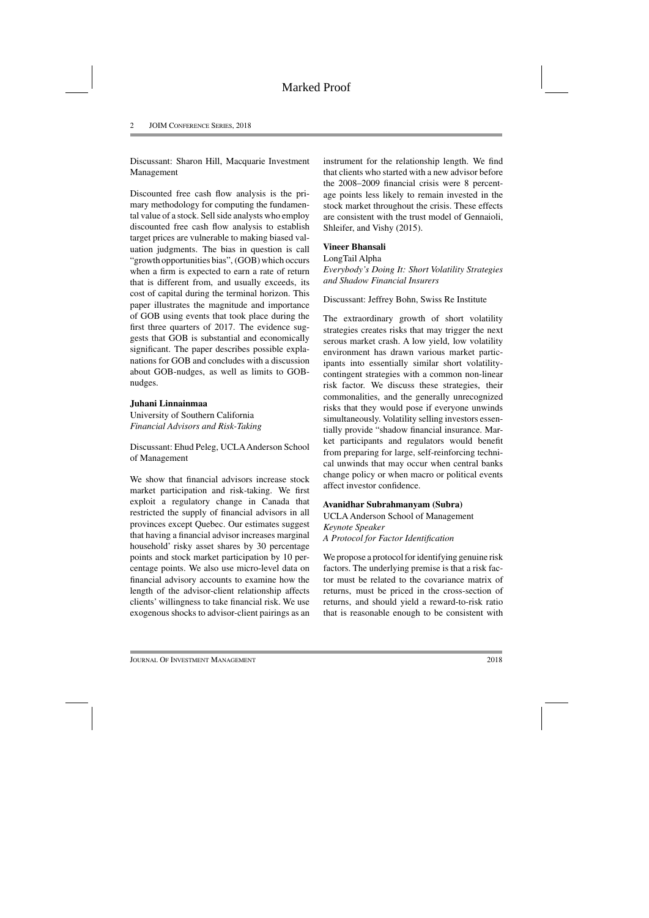Discussant: Sharon Hill, Macquarie Investment Management

Discounted free cash flow analysis is the primary methodology for computing the fundamental value of a stock. Sell side analysts who employ discounted free cash flow analysis to establish target prices are vulnerable to making biased valuation judgments. The bias in question is call "growth opportunities bias", (GOB) which occurs when a firm is expected to earn a rate of return that is different from, and usually exceeds, its cost of capital during the terminal horizon. This paper illustrates the magnitude and importance of GOB using events that took place during the first three quarters of 2017. The evidence suggests that GOB is substantial and economically significant. The paper describes possible explanations for GOB and concludes with a discussion about GOB-nudges, as well as limits to GOB-nudges.

**Juhani Linnainmaa**
University of Southern California
*Financial Advisors and Risk-Taking*

Discussant: Ehud Peleg, UCLA Anderson School of Management

We show that financial advisors increase stock market participation and risk-taking. We first exploit a regulatory change in Canada that restricted the supply of financial advisors in all provinces except Quebec. Our estimates suggest that having a financial advisor increases marginal household' risky asset shares by 30 percentage points and stock market participation by 10 percentage points. We also use micro-level data on financial advisory accounts to examine how the length of the advisor-client relationship affects clients' willingness to take financial risk. We use exogenous shocks to advisor-client pairings as an instrument for the relationship length. We find that clients who started with a new advisor before the 2008–2009 financial crisis were 8 percentage points less likely to remain invested in the stock market throughout the crisis. These effects are consistent with the trust model of Gennaioli, Shleifer, and Vishy (2015).

**Vineer Bhansali**
LongTail Alpha
*Everybody's Doing It: Short Volatility Strategies and Shadow Financial Insurers*

Discussant: Jeffrey Bohn, Swiss Re Institute

The extraordinary growth of short volatility strategies creates risks that may trigger the next serous market crash. A low yield, low volatility environment has drawn various market participants into essentially similar short volatility-contingent strategies with a common non-linear risk factor. We discuss these strategies, their commonalities, and the generally unrecognized risks that they would pose if everyone unwinds simultaneously. Volatility selling investors essentially provide "shadow financial insurance. Market participants and regulators would benefit from preparing for large, self-reinforcing technical unwinds that may occur when central banks change policy or when macro or political events affect investor confidence.

**Avanidhar Subrahmanyam (Subra)**
UCLA Anderson School of Management
*Keynote Speaker*
*A Protocol for Factor Identification*

We propose a protocol for identifying genuine risk factors. The underlying premise is that a risk factor must be related to the covariance matrix of returns, must be priced in the cross-section of returns, and should yield a reward-to-risk ratio that is reasonable enough to be consistent with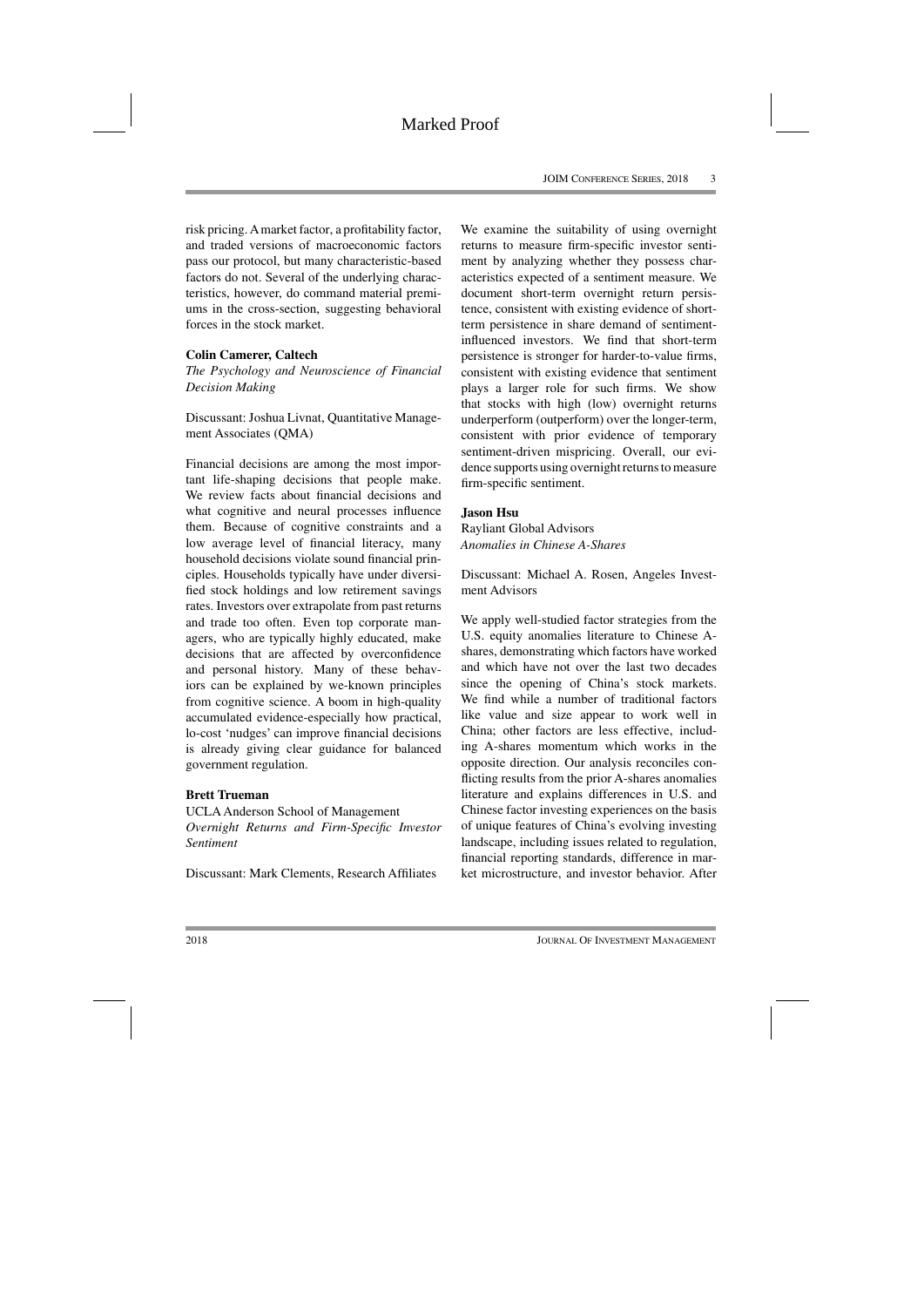risk pricing. A market factor, a profitability factor, and traded versions of macroeconomic factors pass our protocol, but many characteristic-based factors do not. Several of the underlying characteristics, however, do command material premiums in the cross-section, suggesting behavioral forces in the stock market.

**Colin Camerer, Caltech**

*The Psychology and Neuroscience of Financial Decision Making*

Discussant: Joshua Livnat, Quantitative Management Associates (QMA)

Financial decisions are among the most important life-shaping decisions that people make. We review facts about financial decisions and what cognitive and neural processes influence them. Because of cognitive constraints and a low average level of financial literacy, many household decisions violate sound financial principles. Households typically have under diversified stock holdings and low retirement savings rates. Investors over extrapolate from past returns and trade too often. Even top corporate managers, who are typically highly educated, make decisions that are affected by overconfidence and personal history. Many of these behaviors can be explained by we-known principles from cognitive science. A boom in high-quality accumulated evidence-especially how practical, lo-cost 'nudges' can improve financial decisions is already giving clear guidance for balanced government regulation.

**Brett Trueman**

UCLA Anderson School of Management

*Overnight Returns and Firm-Specific Investor Sentiment*

Discussant: Mark Clements, Research Affiliates

We examine the suitability of using overnight returns to measure firm-specific investor sentiment by analyzing whether they possess characteristics expected of a sentiment measure. We document short-term overnight return persistence, consistent with existing evidence of short-term persistence in share demand of sentiment-influenced investors. We find that short-term persistence is stronger for harder-to-value firms, consistent with existing evidence that sentiment plays a larger role for such firms. We show that stocks with high (low) overnight returns underperform (outperform) over the longer-term, consistent with prior evidence of temporary sentiment-driven mispricing. Overall, our evidence supports using overnight returns to measure firm-specific sentiment.

**Jason Hsu**

Rayliant Global Advisors

*Anomalies in Chinese A-Shares*

Discussant: Michael A. Rosen, Angeles Investment Advisors

We apply well-studied factor strategies from the U.S. equity anomalies literature to Chinese A-shares, demonstrating which factors have worked and which have not over the last two decades since the opening of China's stock markets. We find while a number of traditional factors like value and size appear to work well in China; other factors are less effective, including A-shares momentum which works in the opposite direction. Our analysis reconciles conflicting results from the prior A-shares anomalies literature and explains differences in U.S. and Chinese factor investing experiences on the basis of unique features of China's evolving investing landscape, including issues related to regulation, financial reporting standards, difference in market microstructure, and investor behavior. After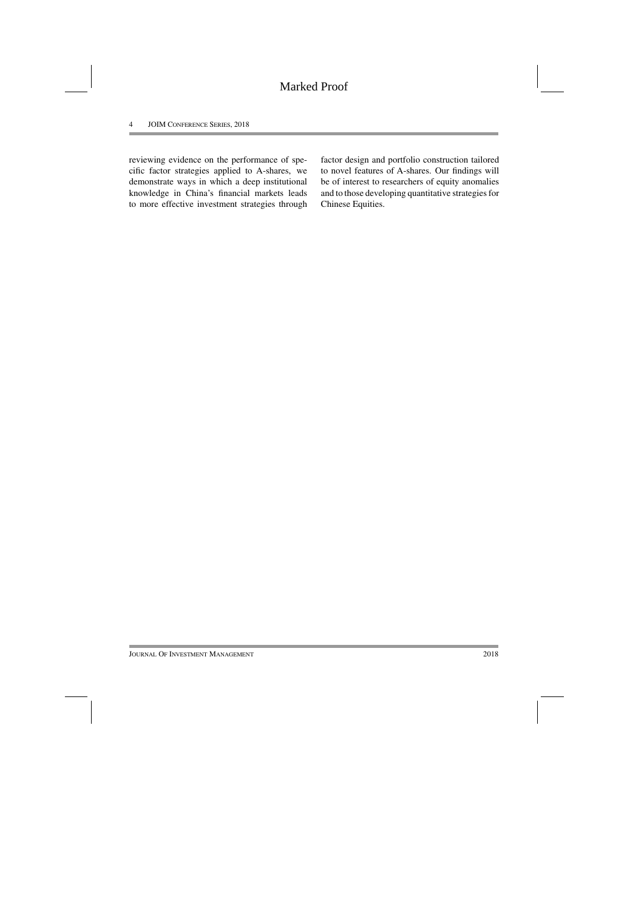reviewing evidence on the performance of specific factor strategies applied to A-shares, we demonstrate ways in which a deep institutional knowledge in China's financial markets leads to more effective investment strategies through factor design and portfolio construction tailored to novel features of A-shares. Our findings will be of interest to researchers of equity anomalies and to those developing quantitative strategies for Chinese Equities.